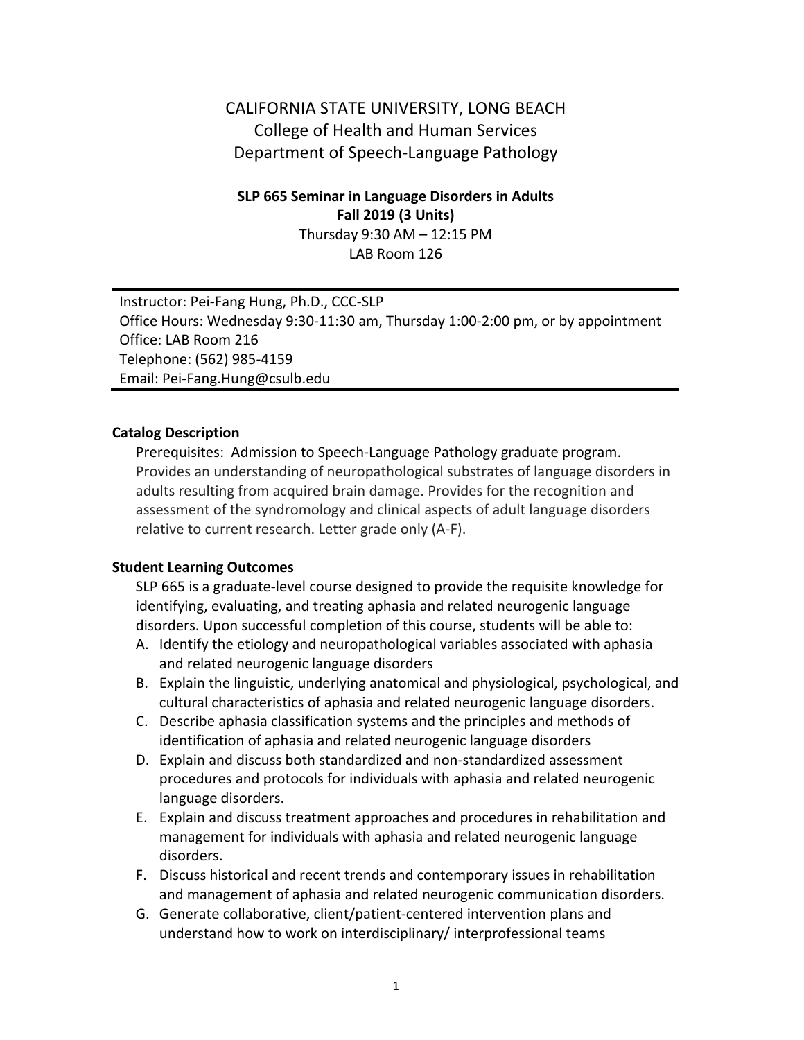# CALIFORNIA STATE UNIVERSITY, LONG BEACH
## College of Health and Human Services
## Department of Speech-Language Pathology

**SLP 665 Seminar in Language Disorders in Adults**
**Fall 2019 (3 Units)**
Thursday 9:30 AM – 12:15 PM
LAB Room 126

---

Instructor: Pei-Fang Hung, Ph.D., CCC-SLP
Office Hours: Wednesday 9:30-11:30 am, Thursday 1:00-2:00 pm, or by appointment
Office: LAB Room 216
Telephone: (562) 985-4159
Email: Pei-Fang.Hung@csulb.edu

---

### Catalog Description

Prerequisites: Admission to Speech-Language Pathology graduate program. Provides an understanding of neuropathological substrates of language disorders in adults resulting from acquired brain damage. Provides for the recognition and assessment of the syndromology and clinical aspects of adult language disorders relative to current research. Letter grade only (A-F).

### Student Learning Outcomes

SLP 665 is a graduate-level course designed to provide the requisite knowledge for identifying, evaluating, and treating aphasia and related neurogenic language disorders. Upon successful completion of this course, students will be able to:

A. Identify the etiology and neuropathological variables associated with aphasia and related neurogenic language disorders
B. Explain the linguistic, underlying anatomical and physiological, psychological, and cultural characteristics of aphasia and related neurogenic language disorders.
C. Describe aphasia classification systems and the principles and methods of identification of aphasia and related neurogenic language disorders
D. Explain and discuss both standardized and non-standardized assessment procedures and protocols for individuals with aphasia and related neurogenic language disorders.
E. Explain and discuss treatment approaches and procedures in rehabilitation and management for individuals with aphasia and related neurogenic language disorders.
F. Discuss historical and recent trends and contemporary issues in rehabilitation and management of aphasia and related neurogenic communication disorders.
G. Generate collaborative, client/patient-centered intervention plans and understand how to work on interdisciplinary/ interprofessional teams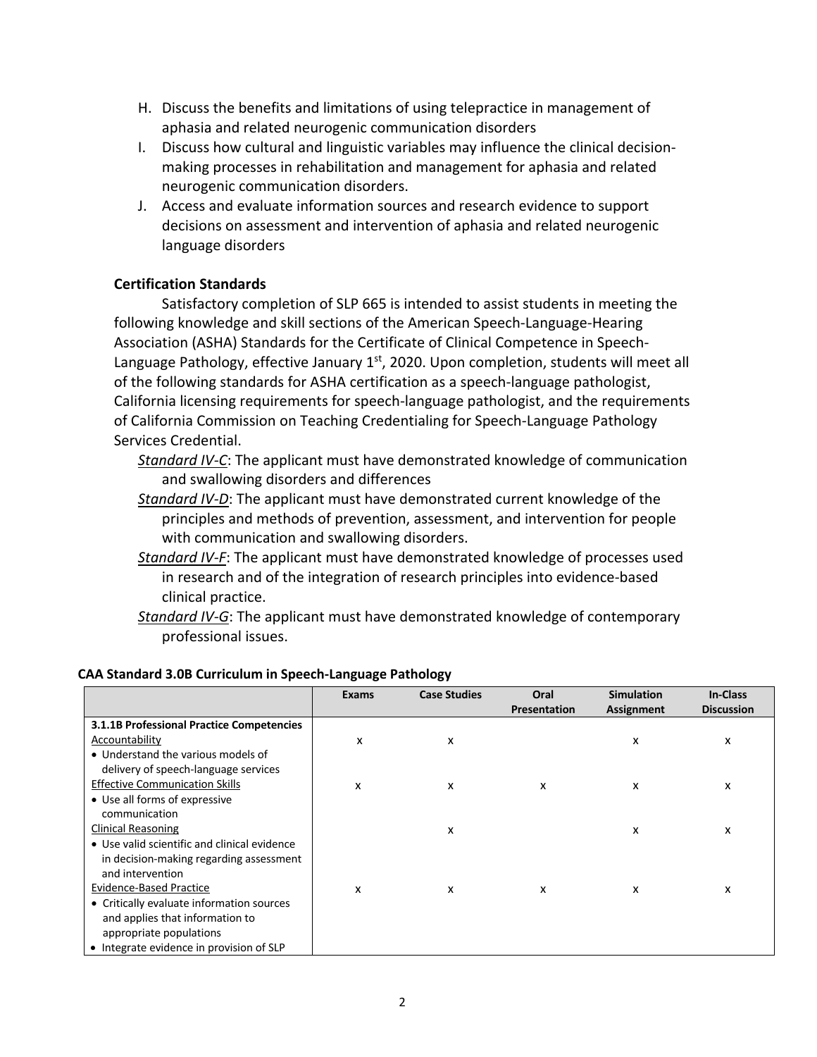H. Discuss the benefits and limitations of using telepractice in management of aphasia and related neurogenic communication disorders
I. Discuss how cultural and linguistic variables may influence the clinical decision-making processes in rehabilitation and management for aphasia and related neurogenic communication disorders.
J. Access and evaluate information sources and research evidence to support decisions on assessment and intervention of aphasia and related neurogenic language disorders

### Certification Standards

Satisfactory completion of SLP 665 is intended to assist students in meeting the following knowledge and skill sections of the American Speech-Language-Hearing Association (ASHA) Standards for the Certificate of Clinical Competence in Speech-Language Pathology, effective January 1st, 2020. Upon completion, students will meet all of the following standards for ASHA certification as a speech-language pathologist, California licensing requirements for speech-language pathologist, and the requirements of California Commission on Teaching Credentialing for Speech-Language Pathology Services Credential.

*Standard IV-C*: The applicant must have demonstrated knowledge of communication and swallowing disorders and differences

*Standard IV-D*: The applicant must have demonstrated current knowledge of the principles and methods of prevention, assessment, and intervention for people with communication and swallowing disorders.

*Standard IV-F*: The applicant must have demonstrated knowledge of processes used in research and of the integration of research principles into evidence-based clinical practice.

*Standard IV-G*: The applicant must have demonstrated knowledge of contemporary professional issues.

**CAA Standard 3.0B Curriculum in Speech-Language Pathology**

| | Exams | Case Studies | Oral Presentation | Simulation Assignment | In-Class Discussion |
|---|---|---|---|---|---|
| **3.1.1B Professional Practice Competencies** | | | | | |
| Accountability<br>• Understand the various models of delivery of speech-language services | x | x | | x | x |
| Effective Communication Skills<br>• Use all forms of expressive communication | x | x | x | x | x |
| Clinical Reasoning<br>• Use valid scientific and clinical evidence in decision-making regarding assessment and intervention | | x | | x | x |
| Evidence-Based Practice<br>• Critically evaluate information sources and applies that information to appropriate populations<br>• Integrate evidence in provision of SLP | x | x | x | x | x |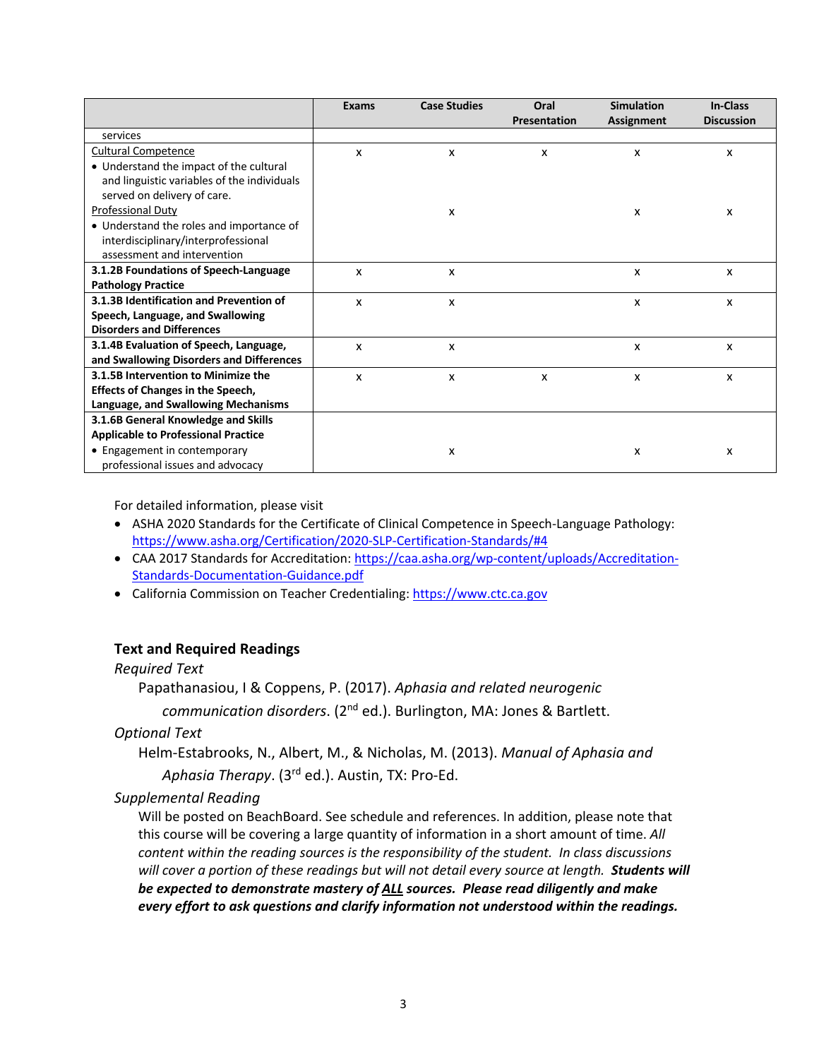| | Exams | Case Studies | Oral Presentation | Simulation Assignment | In-Class Discussion |
|---|---|---|---|---|---|
| services | | | | | |
| Cultural Competence<br>• Understand the impact of the cultural and linguistic variables of the individuals served on delivery of care. | x | x | x | x | x |
| Professional Duty<br>• Understand the roles and importance of interdisciplinary/interprofessional assessment and intervention | | x | | x | x |
| **3.1.2B Foundations of Speech-Language Pathology Practice** | x | x | | x | x |
| **3.1.3B Identification and Prevention of Speech, Language, and Swallowing Disorders and Differences** | x | x | | x | x |
| **3.1.4B Evaluation of Speech, Language, and Swallowing Disorders and Differences** | x | x | | x | x |
| **3.1.5B Intervention to Minimize the Effects of Changes in the Speech, Language, and Swallowing Mechanisms** | x | x | x | x | x |
| **3.1.6B General Knowledge and Skills Applicable to Professional Practice**<br>• Engagement in contemporary professional issues and advocacy | | x | | x | x |

For detailed information, please visit

- ASHA 2020 Standards for the Certificate of Clinical Competence in Speech-Language Pathology: https://www.asha.org/Certification/2020-SLP-Certification-Standards/#4
- CAA 2017 Standards for Accreditation: https://caa.asha.org/wp-content/uploads/Accreditation-Standards-Documentation-Guidance.pdf
- California Commission on Teacher Credentialing: https://www.ctc.ca.gov

## Text and Required Readings

*Required Text*

Papathanasiou, I & Coppens, P. (2017). *Aphasia and related neurogenic communication disorders*. (2nd ed.). Burlington, MA: Jones & Bartlett.

*Optional Text*

Helm-Estabrooks, N., Albert, M., & Nicholas, M. (2013). *Manual of Aphasia and Aphasia Therapy*. (3rd ed.). Austin, TX: Pro-Ed.

*Supplemental Reading*

Will be posted on BeachBoard. See schedule and references. In addition, please note that this course will be covering a large quantity of information in a short amount of time. *All content within the reading sources is the responsibility of the student. In class discussions will cover a portion of these readings but will not detail every source at length.* ***Students will be expected to demonstrate mastery of ALL sources. Please read diligently and make every effort to ask questions and clarify information not understood within the readings.***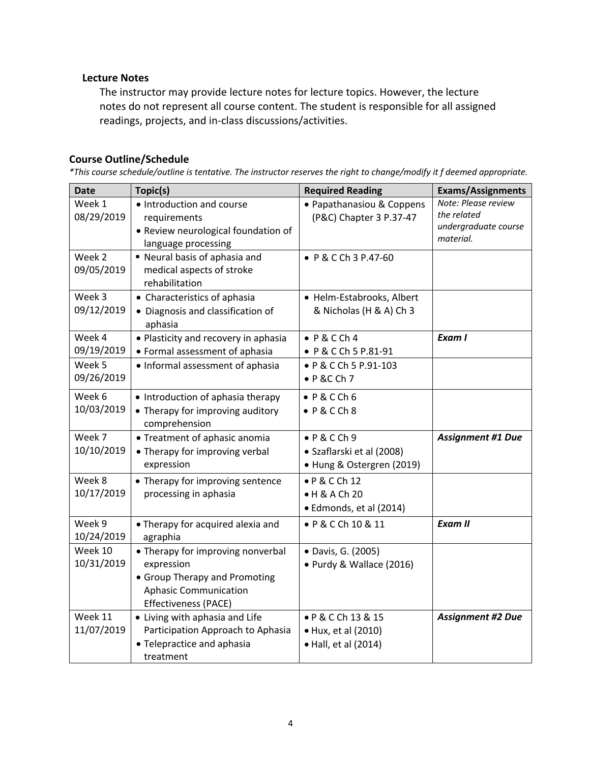### Lecture Notes

The instructor may provide lecture notes for lecture topics. However, the lecture notes do not represent all course content. The student is responsible for all assigned readings, projects, and in-class discussions/activities.

### Course Outline/Schedule

*\*This course schedule/outline is tentative. The instructor reserves the right to change/modify it f deemed appropriate.*

| Date | Topic(s) | Required Reading | Exams/Assignments |
|---|---|---|---|
| Week 1<br>08/29/2019 | • Introduction and course requirements<br>• Review neurological foundation of language processing | • Papathanasiou & Coppens (P&C) Chapter 3 P.37-47 | *Note: Please review the related undergraduate course material.* |
| Week 2<br>09/05/2019 | ▪ Neural basis of aphasia and medical aspects of stroke rehabilitation | • P & C Ch 3 P.47-60 | |
| Week 3<br>09/12/2019 | • Characteristics of aphasia<br>• Diagnosis and classification of aphasia | • Helm-Estabrooks, Albert & Nicholas (H & A) Ch 3 | |
| Week 4<br>09/19/2019 | • Plasticity and recovery in aphasia<br>• Formal assessment of aphasia | • P & C Ch 4<br>• P & C Ch 5 P.81-91 | ***Exam I*** |
| Week 5<br>09/26/2019 | • Informal assessment of aphasia | • P & C Ch 5 P.91-103<br>• P &C Ch 7 | |
| Week 6<br>10/03/2019 | • Introduction of aphasia therapy<br>• Therapy for improving auditory comprehension | • P & C Ch 6<br>• P & C Ch 8 | |
| Week 7<br>10/10/2019 | • Treatment of aphasic anomia<br>• Therapy for improving verbal expression | • P & C Ch 9<br>• Szaflarski et al (2008)<br>• Hung & Ostergren (2019) | ***Assignment #1 Due*** |
| Week 8<br>10/17/2019 | • Therapy for improving sentence processing in aphasia | • P & C Ch 12<br>• H & A Ch 20<br>• Edmonds, et al (2014) | |
| Week 9<br>10/24/2019 | • Therapy for acquired alexia and agraphia | • P & C Ch 10 & 11 | ***Exam II*** |
| Week 10<br>10/31/2019 | • Therapy for improving nonverbal expression<br>• Group Therapy and Promoting Aphasic Communication Effectiveness (PACE) | • Davis, G. (2005)<br>• Purdy & Wallace (2016) | |
| Week 11<br>11/07/2019 | • Living with aphasia and Life Participation Approach to Aphasia<br>• Telepractice and aphasia treatment | • P & C Ch 13 & 15<br>• Hux, et al (2010)<br>• Hall, et al (2014) | ***Assignment #2 Due*** |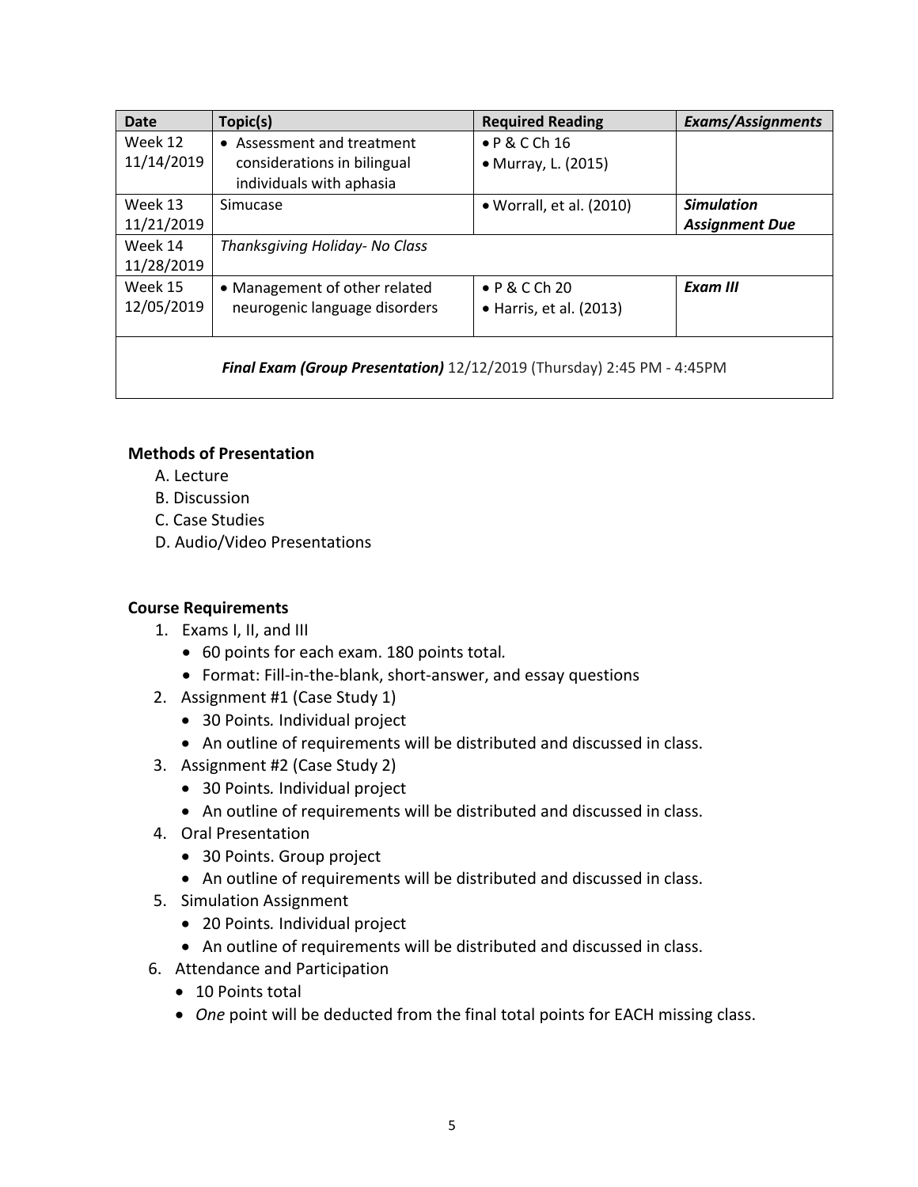| Date | Topic(s) | Required Reading | *Exams/Assignments* |
|---|---|---|---|
| Week 12 11/14/2019 | • Assessment and treatment considerations in bilingual individuals with aphasia | • P & C Ch 16<br>• Murray, L. (2015) | |
| Week 13 11/21/2019 | Simucase | • Worrall, et al. (2010) | ***Simulation Assignment Due*** |
| Week 14 11/28/2019 | *Thanksgiving Holiday- No Class* | | |
| Week 15 12/05/2019 | • Management of other related neurogenic language disorders | • P & C Ch 20<br>• Harris, et al. (2013) | ***Exam III*** |
| ***Final Exam (Group Presentation)*** 12/12/2019 (Thursday) 2:45 PM - 4:45PM | | | |

**Methods of Presentation**

A. Lecture
B. Discussion
C. Case Studies
D. Audio/Video Presentations

**Course Requirements**

1. Exams I, II, and III
   - 60 points for each exam. 180 points total.
   - Format: Fill-in-the-blank, short-answer, and essay questions
2. Assignment #1 (Case Study 1)
   - 30 Points. Individual project
   - An outline of requirements will be distributed and discussed in class.
3. Assignment #2 (Case Study 2)
   - 30 Points. Individual project
   - An outline of requirements will be distributed and discussed in class.
4. Oral Presentation
   - 30 Points. Group project
   - An outline of requirements will be distributed and discussed in class.
5. Simulation Assignment
   - 20 Points. Individual project
   - An outline of requirements will be distributed and discussed in class.
6. Attendance and Participation
   - 10 Points total
   - *One* point will be deducted from the final total points for EACH missing class.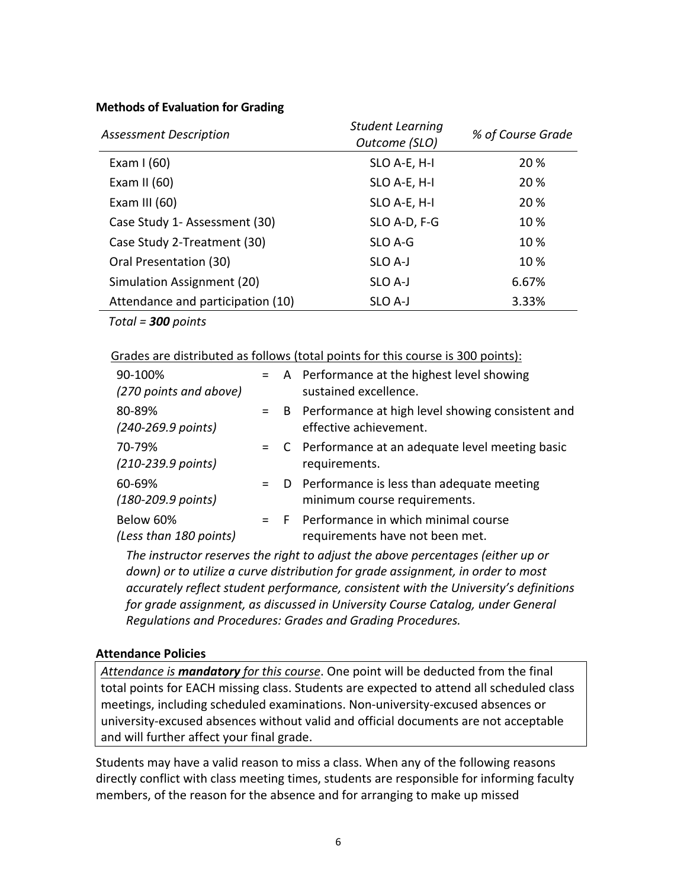**Methods of Evaluation for Grading**

| *Assessment Description* | *Student Learning Outcome (SLO)* | *% of Course Grade* |
|---|---|---|
| Exam I (60) | SLO A-E, H-I | 20 % |
| Exam II (60) | SLO A-E, H-I | 20 % |
| Exam III (60) | SLO A-E, H-I | 20 % |
| Case Study 1- Assessment (30) | SLO A-D, F-G | 10 % |
| Case Study 2-Treatment (30) | SLO A-G | 10 % |
| Oral Presentation (30) | SLO A-J | 10 % |
| Simulation Assignment (20) | SLO A-J | 6.67% |
| Attendance and participation (10) | SLO A-J | 3.33% |

*Total = **300** points*

Grades are distributed as follows (total points for this course is 300 points):

| | | | |
|---|---|---|---|
| 90-100% *(270 points and above)* | = | A | Performance at the highest level showing sustained excellence. |
| 80-89% *(240-269.9 points)* | = | B | Performance at high level showing consistent and effective achievement. |
| 70-79% *(210-239.9 points)* | = | C | Performance at an adequate level meeting basic requirements. |
| 60-69% *(180-209.9 points)* | = | D | Performance is less than adequate meeting minimum course requirements. |
| Below 60% *(Less than 180 points)* | = | F | Performance in which minimal course requirements have not been met. |

*The instructor reserves the right to adjust the above percentages (either up or down) or to utilize a curve distribution for grade assignment, in order to most accurately reflect student performance, consistent with the University's definitions for grade assignment, as discussed in University Course Catalog, under General Regulations and Procedures: Grades and Grading Procedures.*

**Attendance Policies**

*Attendance is **mandatory** for this course*. One point will be deducted from the final total points for EACH missing class. Students are expected to attend all scheduled class meetings, including scheduled examinations. Non-university-excused absences or university-excused absences without valid and official documents are not acceptable and will further affect your final grade.

Students may have a valid reason to miss a class. When any of the following reasons directly conflict with class meeting times, students are responsible for informing faculty members, of the reason for the absence and for arranging to make up missed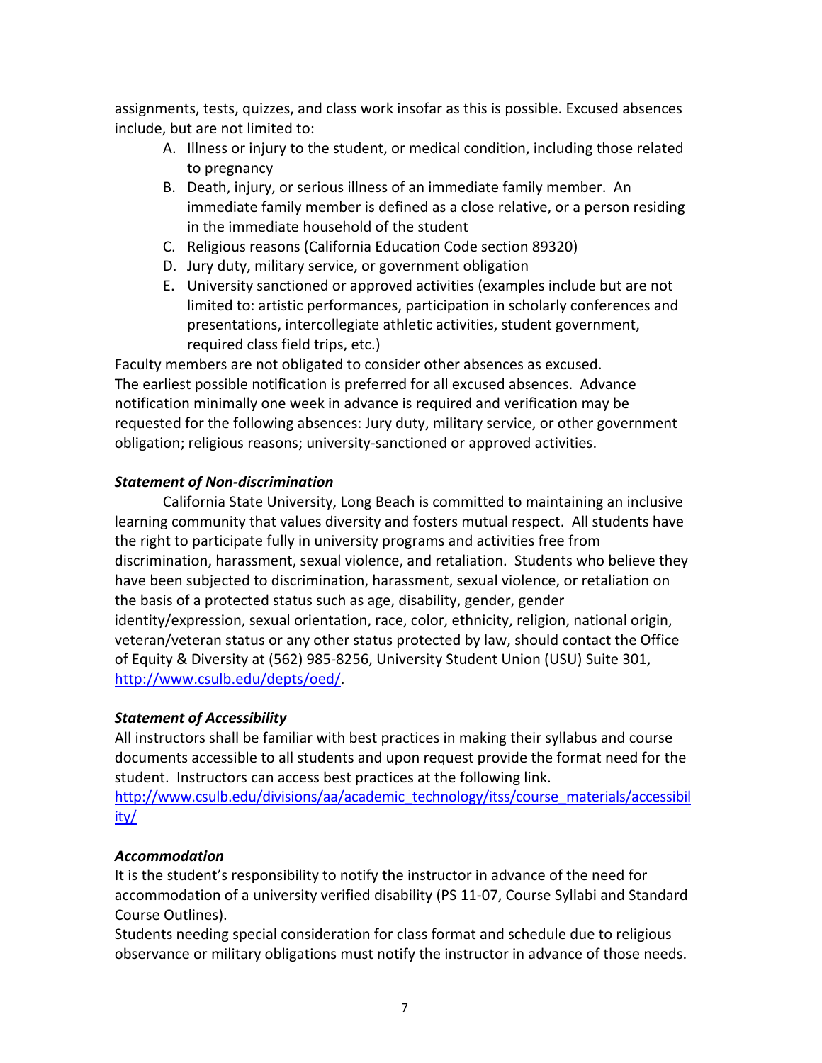assignments, tests, quizzes, and class work insofar as this is possible. Excused absences include, but are not limited to:

A. Illness or injury to the student, or medical condition, including those related to pregnancy
B. Death, injury, or serious illness of an immediate family member. An immediate family member is defined as a close relative, or a person residing in the immediate household of the student
C. Religious reasons (California Education Code section 89320)
D. Jury duty, military service, or government obligation
E. University sanctioned or approved activities (examples include but are not limited to: artistic performances, participation in scholarly conferences and presentations, intercollegiate athletic activities, student government, required class field trips, etc.)

Faculty members are not obligated to consider other absences as excused.
The earliest possible notification is preferred for all excused absences. Advance notification minimally one week in advance is required and verification may be requested for the following absences: Jury duty, military service, or other government obligation; religious reasons; university-sanctioned or approved activities.

***Statement of Non-discrimination***

California State University, Long Beach is committed to maintaining an inclusive learning community that values diversity and fosters mutual respect. All students have the right to participate fully in university programs and activities free from discrimination, harassment, sexual violence, and retaliation. Students who believe they have been subjected to discrimination, harassment, sexual violence, or retaliation on the basis of a protected status such as age, disability, gender, gender identity/expression, sexual orientation, race, color, ethnicity, religion, national origin, veteran/veteran status or any other status protected by law, should contact the Office of Equity & Diversity at (562) 985-8256, University Student Union (USU) Suite 301, http://www.csulb.edu/depts/oed/.

***Statement of Accessibility***

All instructors shall be familiar with best practices in making their syllabus and course documents accessible to all students and upon request provide the format need for the student. Instructors can access best practices at the following link.
http://www.csulb.edu/divisions/aa/academic_technology/itss/course_materials/accessibility/

***Accommodation***

It is the student's responsibility to notify the instructor in advance of the need for accommodation of a university verified disability (PS 11-07, Course Syllabi and Standard Course Outlines).
Students needing special consideration for class format and schedule due to religious observance or military obligations must notify the instructor in advance of those needs.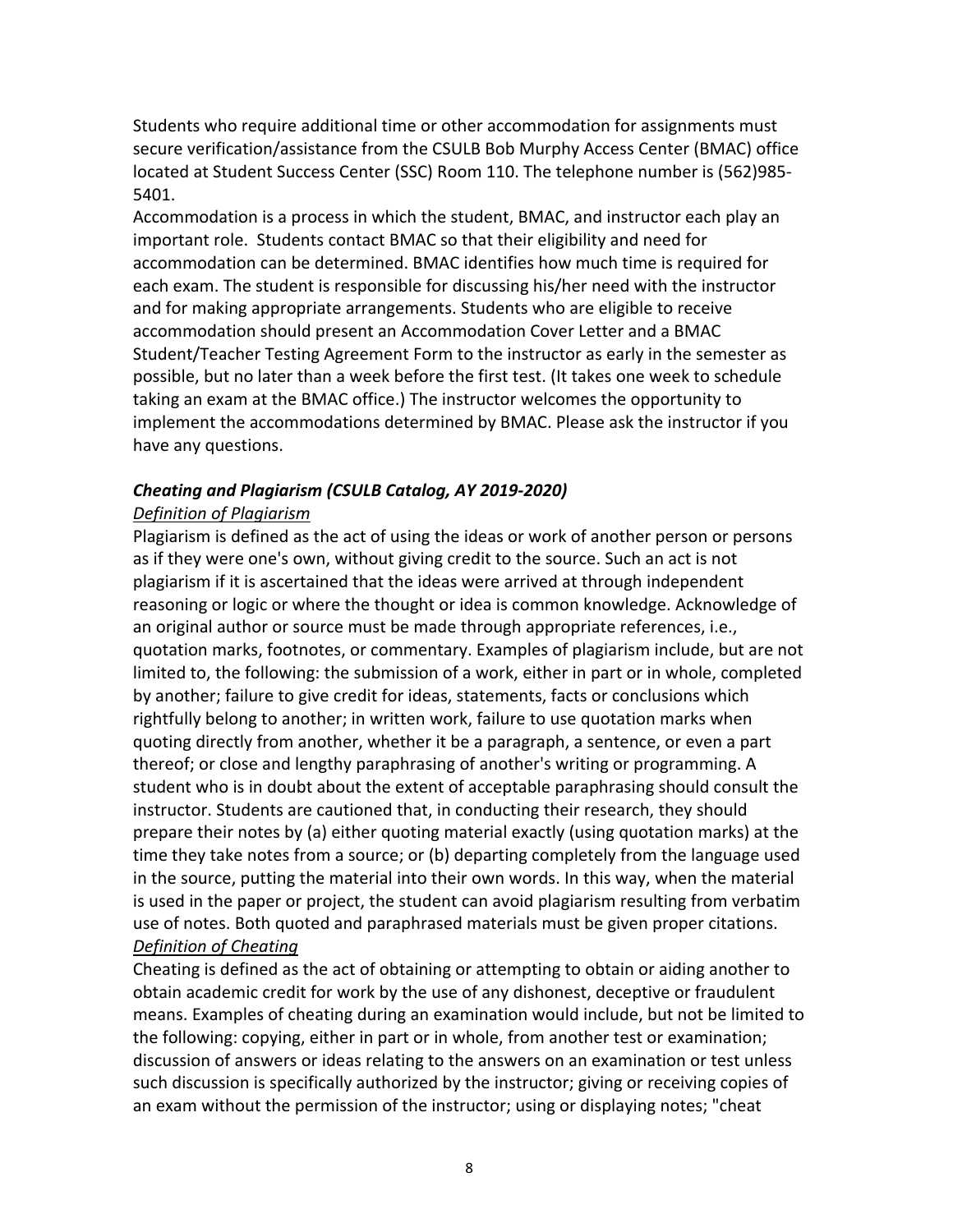Students who require additional time or other accommodation for assignments must secure verification/assistance from the CSULB Bob Murphy Access Center (BMAC) office located at Student Success Center (SSC) Room 110. The telephone number is (562)985-5401.

Accommodation is a process in which the student, BMAC, and instructor each play an important role. Students contact BMAC so that their eligibility and need for accommodation can be determined. BMAC identifies how much time is required for each exam. The student is responsible for discussing his/her need with the instructor and for making appropriate arrangements. Students who are eligible to receive accommodation should present an Accommodation Cover Letter and a BMAC Student/Teacher Testing Agreement Form to the instructor as early in the semester as possible, but no later than a week before the first test. (It takes one week to schedule taking an exam at the BMAC office.) The instructor welcomes the opportunity to implement the accommodations determined by BMAC. Please ask the instructor if you have any questions.

### ***Cheating and Plagiarism (CSULB Catalog, AY 2019-2020)***

*<u>Definition of Plagiarism</u>*

Plagiarism is defined as the act of using the ideas or work of another person or persons as if they were one's own, without giving credit to the source. Such an act is not plagiarism if it is ascertained that the ideas were arrived at through independent reasoning or logic or where the thought or idea is common knowledge. Acknowledge of an original author or source must be made through appropriate references, i.e., quotation marks, footnotes, or commentary. Examples of plagiarism include, but are not limited to, the following: the submission of a work, either in part or in whole, completed by another; failure to give credit for ideas, statements, facts or conclusions which rightfully belong to another; in written work, failure to use quotation marks when quoting directly from another, whether it be a paragraph, a sentence, or even a part thereof; or close and lengthy paraphrasing of another's writing or programming. A student who is in doubt about the extent of acceptable paraphrasing should consult the instructor. Students are cautioned that, in conducting their research, they should prepare their notes by (a) either quoting material exactly (using quotation marks) at the time they take notes from a source; or (b) departing completely from the language used in the source, putting the material into their own words. In this way, when the material is used in the paper or project, the student can avoid plagiarism resulting from verbatim use of notes. Both quoted and paraphrased materials must be given proper citations.

*<u>Definition of Cheating</u>*

Cheating is defined as the act of obtaining or attempting to obtain or aiding another to obtain academic credit for work by the use of any dishonest, deceptive or fraudulent means. Examples of cheating during an examination would include, but not be limited to the following: copying, either in part or in whole, from another test or examination; discussion of answers or ideas relating to the answers on an examination or test unless such discussion is specifically authorized by the instructor; giving or receiving copies of an exam without the permission of the instructor; using or displaying notes; "cheat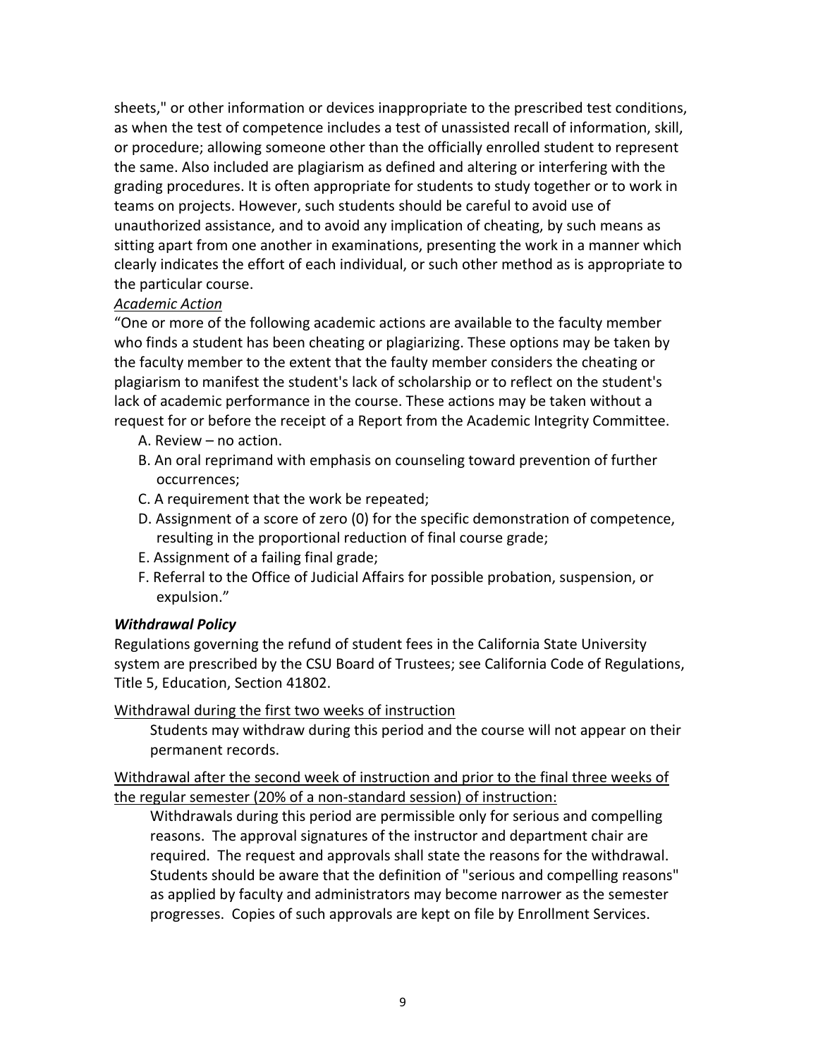sheets," or other information or devices inappropriate to the prescribed test conditions, as when the test of competence includes a test of unassisted recall of information, skill, or procedure; allowing someone other than the officially enrolled student to represent the same. Also included are plagiarism as defined and altering or interfering with the grading procedures. It is often appropriate for students to study together or to work in teams on projects. However, such students should be careful to avoid use of unauthorized assistance, and to avoid any implication of cheating, by such means as sitting apart from one another in examinations, presenting the work in a manner which clearly indicates the effort of each individual, or such other method as is appropriate to the particular course.

<u>*Academic Action*</u>

"One or more of the following academic actions are available to the faculty member who finds a student has been cheating or plagiarizing. These options may be taken by the faculty member to the extent that the faulty member considers the cheating or plagiarism to manifest the student's lack of scholarship or to reflect on the student's lack of academic performance in the course. These actions may be taken without a request for or before the receipt of a Report from the Academic Integrity Committee.

A. Review – no action.
B. An oral reprimand with emphasis on counseling toward prevention of further occurrences;
C. A requirement that the work be repeated;
D. Assignment of a score of zero (0) for the specific demonstration of competence, resulting in the proportional reduction of final course grade;
E. Assignment of a failing final grade;
F. Referral to the Office of Judicial Affairs for possible probation, suspension, or expulsion."

***Withdrawal Policy***

Regulations governing the refund of student fees in the California State University system are prescribed by the CSU Board of Trustees; see California Code of Regulations, Title 5, Education, Section 41802.

<u>Withdrawal during the first two weeks of instruction</u>

Students may withdraw during this period and the course will not appear on their permanent records.

<u>Withdrawal after the second week of instruction and prior to the final three weeks of the regular semester (20% of a non-standard session) of instruction:</u>

Withdrawals during this period are permissible only for serious and compelling reasons. The approval signatures of the instructor and department chair are required. The request and approvals shall state the reasons for the withdrawal. Students should be aware that the definition of "serious and compelling reasons" as applied by faculty and administrators may become narrower as the semester progresses. Copies of such approvals are kept on file by Enrollment Services.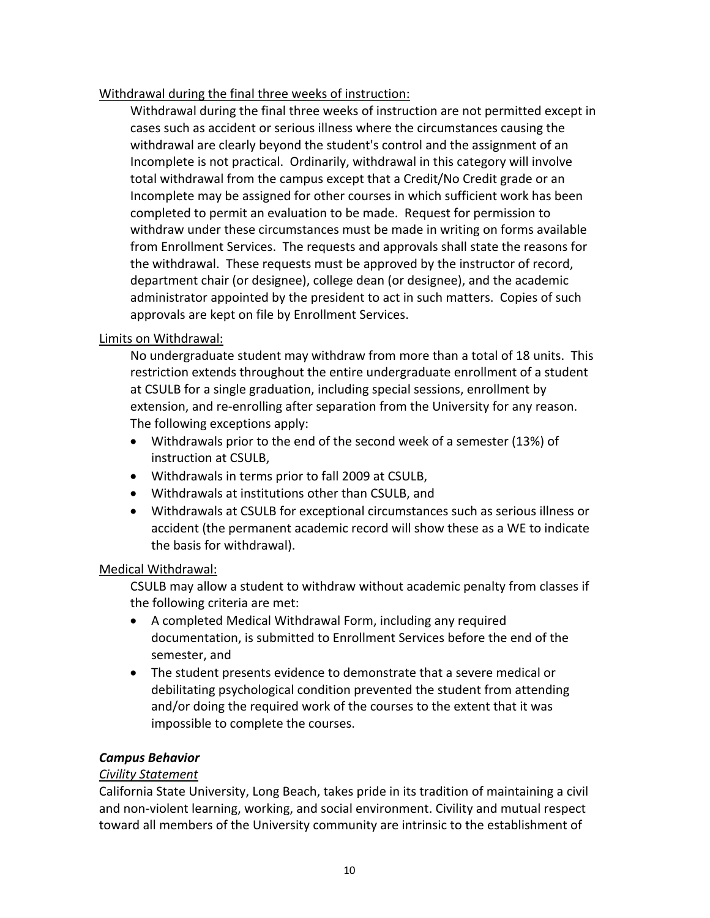Withdrawal during the final three weeks of instruction:

Withdrawal during the final three weeks of instruction are not permitted except in cases such as accident or serious illness where the circumstances causing the withdrawal are clearly beyond the student's control and the assignment of an Incomplete is not practical. Ordinarily, withdrawal in this category will involve total withdrawal from the campus except that a Credit/No Credit grade or an Incomplete may be assigned for other courses in which sufficient work has been completed to permit an evaluation to be made. Request for permission to withdraw under these circumstances must be made in writing on forms available from Enrollment Services. The requests and approvals shall state the reasons for the withdrawal. These requests must be approved by the instructor of record, department chair (or designee), college dean (or designee), and the academic administrator appointed by the president to act in such matters. Copies of such approvals are kept on file by Enrollment Services.

Limits on Withdrawal:

No undergraduate student may withdraw from more than a total of 18 units. This restriction extends throughout the entire undergraduate enrollment of a student at CSULB for a single graduation, including special sessions, enrollment by extension, and re-enrolling after separation from the University for any reason. The following exceptions apply:

- Withdrawals prior to the end of the second week of a semester (13%) of instruction at CSULB,
- Withdrawals in terms prior to fall 2009 at CSULB,
- Withdrawals at institutions other than CSULB, and
- Withdrawals at CSULB for exceptional circumstances such as serious illness or accident (the permanent academic record will show these as a WE to indicate the basis for withdrawal).

Medical Withdrawal:

CSULB may allow a student to withdraw without academic penalty from classes if the following criteria are met:

- A completed Medical Withdrawal Form, including any required documentation, is submitted to Enrollment Services before the end of the semester, and
- The student presents evidence to demonstrate that a severe medical or debilitating psychological condition prevented the student from attending and/or doing the required work of the courses to the extent that it was impossible to complete the courses.

***Campus Behavior***

*Civility Statement*

California State University, Long Beach, takes pride in its tradition of maintaining a civil and non-violent learning, working, and social environment. Civility and mutual respect toward all members of the University community are intrinsic to the establishment of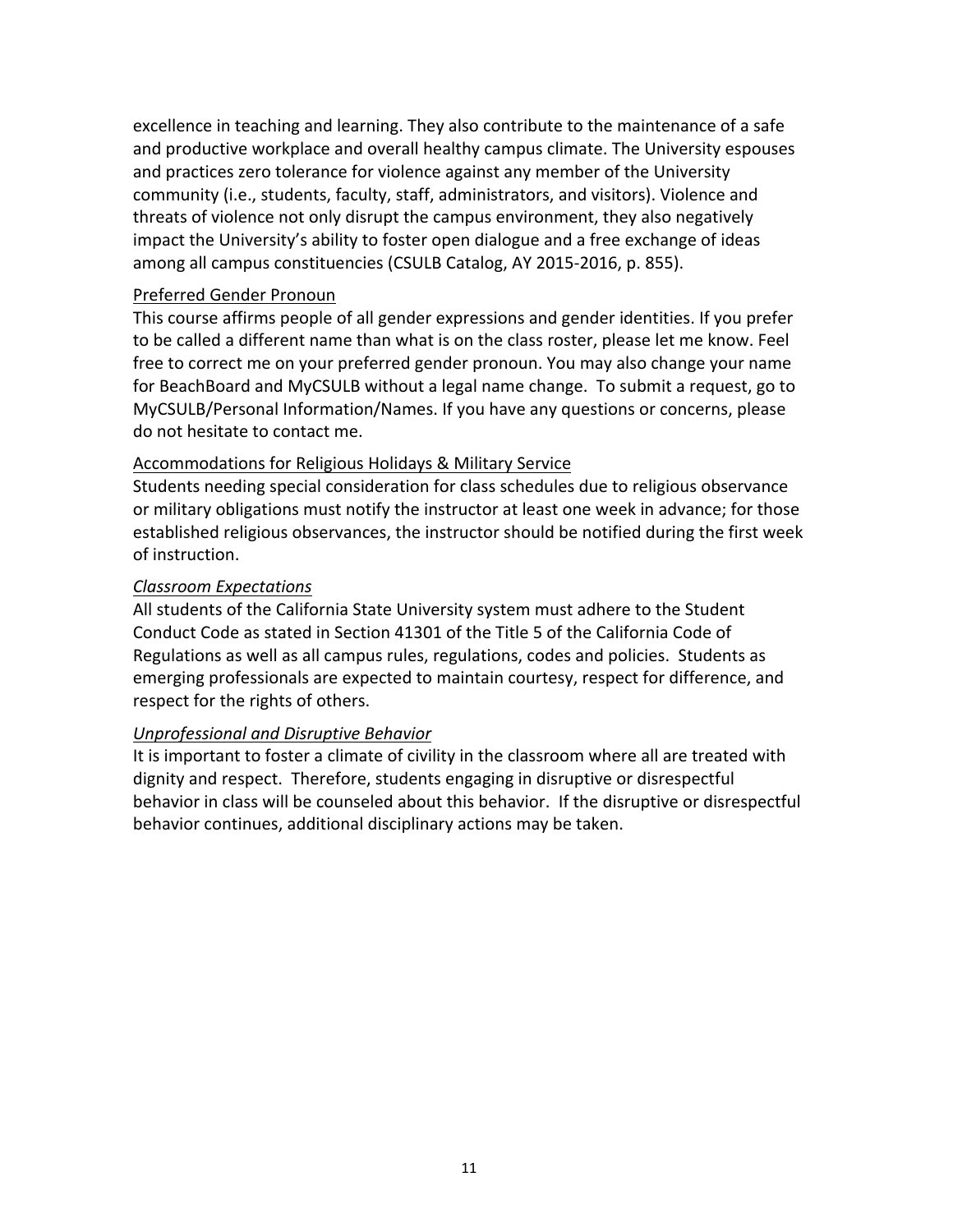excellence in teaching and learning. They also contribute to the maintenance of a safe and productive workplace and overall healthy campus climate. The University espouses and practices zero tolerance for violence against any member of the University community (i.e., students, faculty, staff, administrators, and visitors). Violence and threats of violence not only disrupt the campus environment, they also negatively impact the University's ability to foster open dialogue and a free exchange of ideas among all campus constituencies (CSULB Catalog, AY 2015-2016, p. 855).

<u>Preferred Gender Pronoun</u>

This course affirms people of all gender expressions and gender identities. If you prefer to be called a different name than what is on the class roster, please let me know. Feel free to correct me on your preferred gender pronoun. You may also change your name for BeachBoard and MyCSULB without a legal name change. To submit a request, go to MyCSULB/Personal Information/Names. If you have any questions or concerns, please do not hesitate to contact me.

<u>Accommodations for Religious Holidays & Military Service</u>

Students needing special consideration for class schedules due to religious observance or military obligations must notify the instructor at least one week in advance; for those established religious observances, the instructor should be notified during the first week of instruction.

*<u>Classroom Expectations</u>*

All students of the California State University system must adhere to the Student Conduct Code as stated in Section 41301 of the Title 5 of the California Code of Regulations as well as all campus rules, regulations, codes and policies. Students as emerging professionals are expected to maintain courtesy, respect for difference, and respect for the rights of others.

*<u>Unprofessional and Disruptive Behavior</u>*

It is important to foster a climate of civility in the classroom where all are treated with dignity and respect. Therefore, students engaging in disruptive or disrespectful behavior in class will be counseled about this behavior. If the disruptive or disrespectful behavior continues, additional disciplinary actions may be taken.